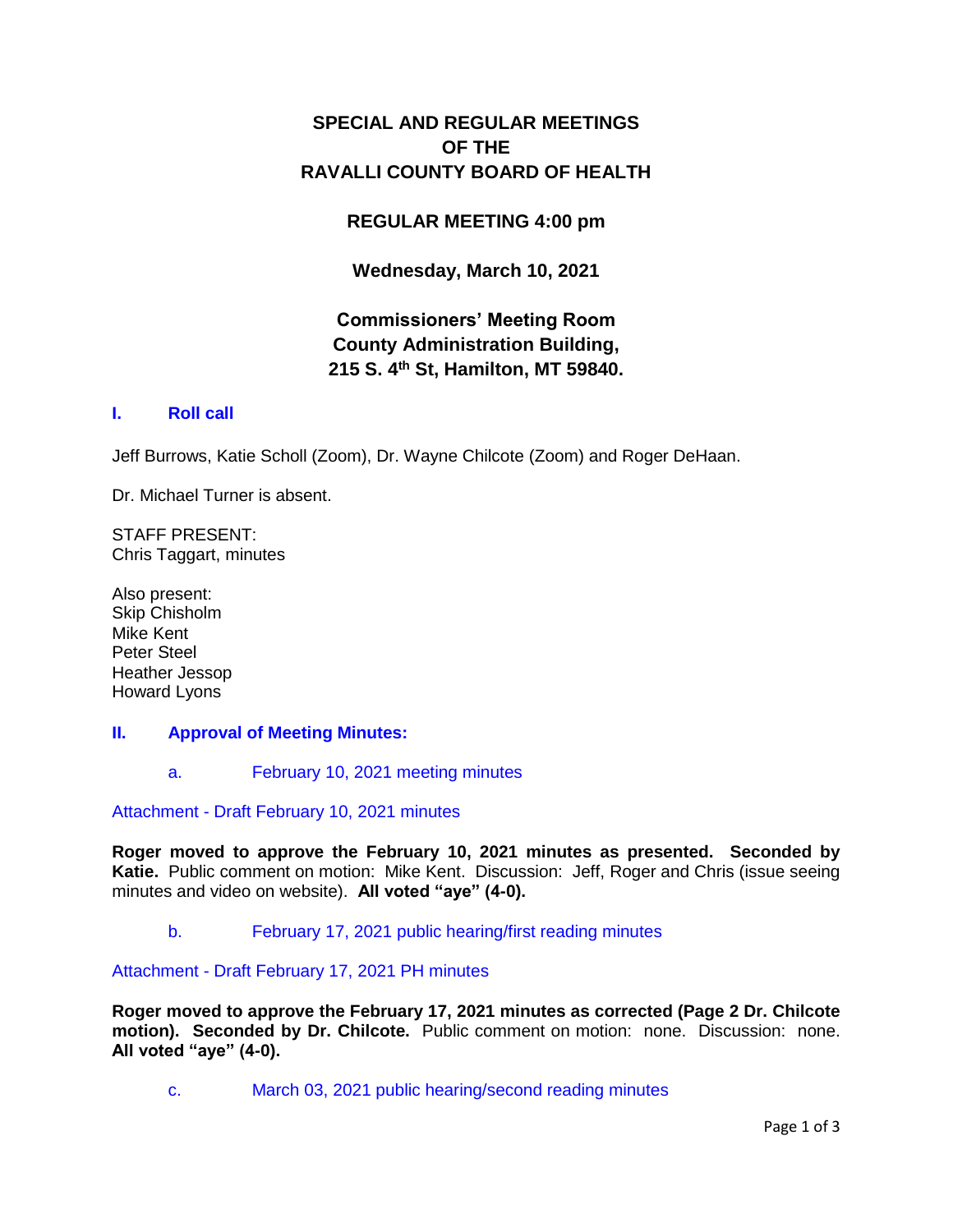# SPECIAL AND REGULAR MEETINGS OF THE RAVALLI COUNTY BOARD OF HEALTH

## REGULAR MEETING 4:00 pm

**Wednesday, March 10, 2021**

**Commissioners' Meeting Room**
**County Administration Building,**
**215 S. 4th St, Hamilton, MT 59840.**

## I. Roll call

Jeff Burrows, Katie Scholl (Zoom), Dr. Wayne Chilcote (Zoom) and Roger DeHaan.

Dr. Michael Turner is absent.

STAFF PRESENT:
Chris Taggart, minutes

Also present:
Skip Chisholm
Mike Kent
Peter Steel
Heather Jessop
Howard Lyons

## II. Approval of Meeting Minutes:

a. February 10, 2021 meeting minutes

Attachment - Draft February 10, 2021 minutes

**Roger moved to approve the February 10, 2021 minutes as presented. Seconded by Katie.** Public comment on motion: Mike Kent. Discussion: Jeff, Roger and Chris (issue seeing minutes and video on website). **All voted "aye" (4-0).**

b. February 17, 2021 public hearing/first reading minutes

Attachment - Draft February 17, 2021 PH minutes

**Roger moved to approve the February 17, 2021 minutes as corrected (Page 2 Dr. Chilcote motion). Seconded by Dr. Chilcote.** Public comment on motion: none. Discussion: none. **All voted "aye" (4-0).**

c. March 03, 2021 public hearing/second reading minutes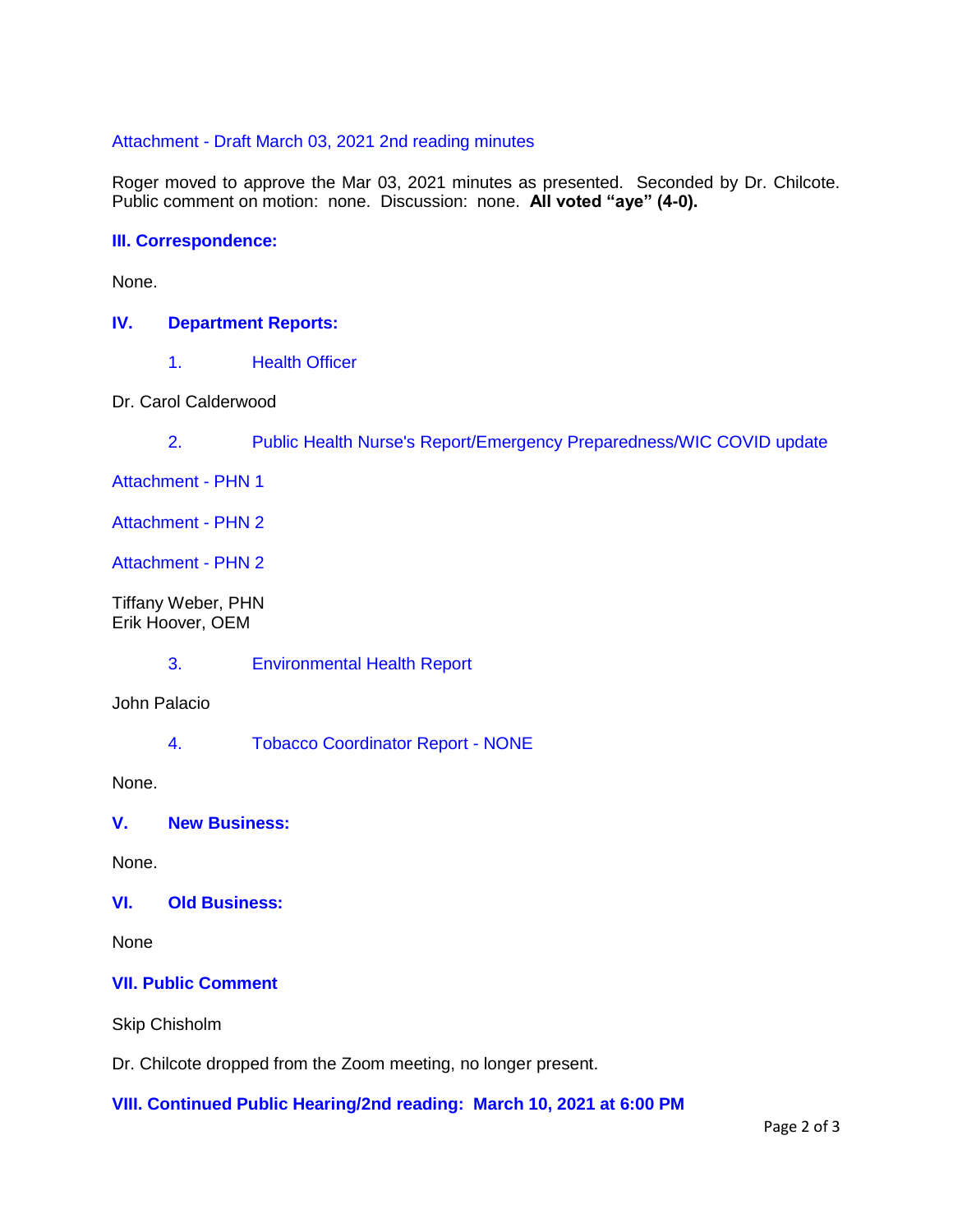Attachment - Draft March 03, 2021 2nd reading minutes

Roger moved to approve the Mar 03, 2021 minutes as presented. Seconded by Dr. Chilcote. Public comment on motion: none. Discussion: none. **All voted "aye" (4-0).**

## III. Correspondence:

None.

## IV. Department Reports:

1. Health Officer

Dr. Carol Calderwood

2. Public Health Nurse's Report/Emergency Preparedness/WIC COVID update

Attachment - PHN 1

Attachment - PHN 2

Attachment - PHN 2

Tiffany Weber, PHN
Erik Hoover, OEM

3. Environmental Health Report

John Palacio

4. Tobacco Coordinator Report - NONE

None.

## V. New Business:

None.

## VI. Old Business:

None

## VII. Public Comment

Skip Chisholm

Dr. Chilcote dropped from the Zoom meeting, no longer present.

## VIII. Continued Public Hearing/2nd reading: March 10, 2021 at 6:00 PM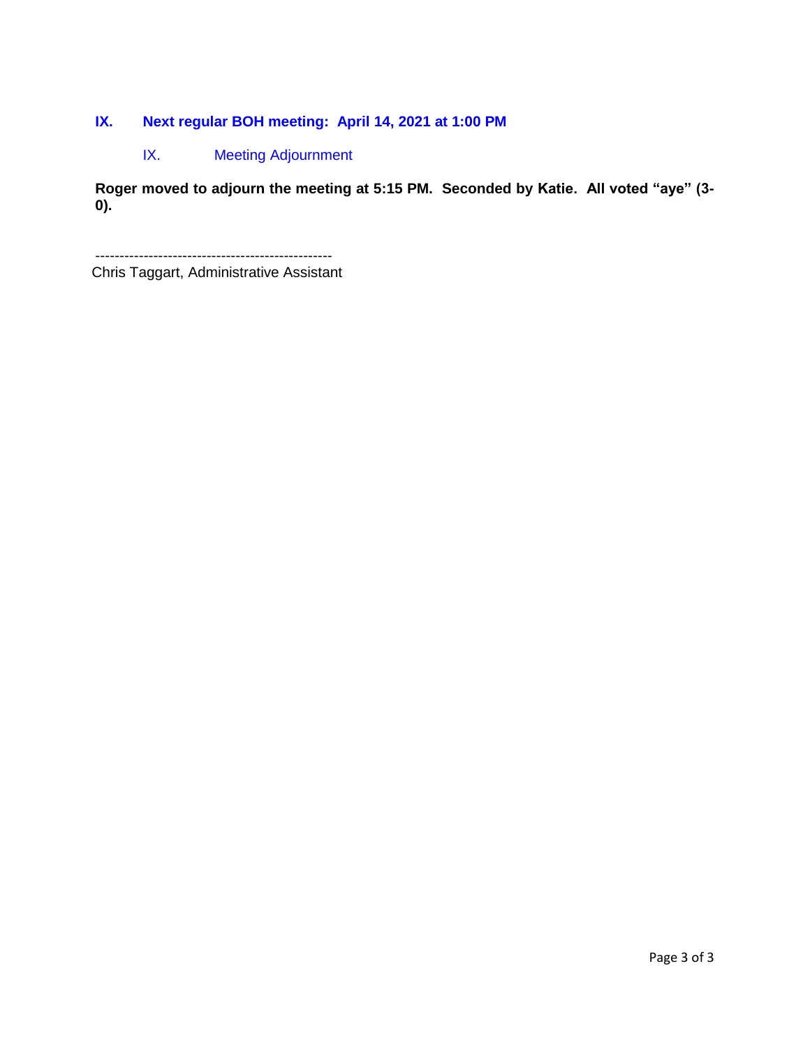## IX. Next regular BOH meeting: April 14, 2021 at 1:00 PM

IX. Meeting Adjournment

**Roger moved to adjourn the meeting at 5:15 PM. Seconded by Katie. All voted "aye" (3-0).**

--------------------------------------------------
Chris Taggart, Administrative Assistant